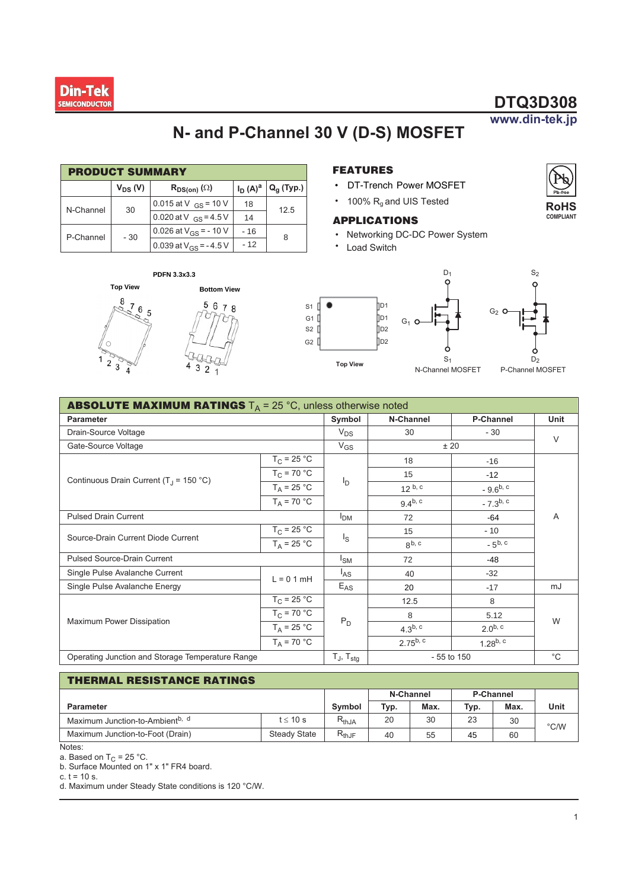Din-Tek SEMICONDUCTOR

# DTQ3D308

www.din-tek.jp

## N- and P-Channel 30 V (D-S) MOSFET

### PRODUCT SUMMARY

| | $V_{DS}$ (V) | $R_{DS(on)}$ (Ω) | $I_D$ (A)[a] | $Q_g$ (Typ.) |
|---|---|---|---|---|
| N-Channel | 30 | 0.015 at $V_{GS}$ = 10 V | 18 | 12.5 |
| | | 0.020 at $V_{GS}$ = 4.5 V | 14 | |
| P-Channel | - 30 | 0.026 at $V_{GS}$ = - 10 V | - 16 | 8 |
| | | 0.039 at $V_{GS}$ = - 4.5 V | - 12 | |

### FEATURES

- DT-Trench Power MOSFET
- 100% $R_g$ and UIS Tested

### APPLICATIONS

- Networking DC-DC Power System
- Load Switch

Pb-free RoHS COMPLIANT

PDFN 3.3x3.3

Top View

Bottom View

S1, G1, S2, G2 / D1, D1, D2, D2

Top View

N-Channel MOSFET

P-Channel MOSFET

### ABSOLUTE MAXIMUM RATINGS $T_A$ = 25 °C, unless otherwise noted

| Parameter | | Symbol | N-Channel | P-Channel | Unit |
|---|---|---|---|---|---|
| Drain-Source Voltage | | $V_{DS}$ | 30 | - 30 | V |
| Gate-Source Voltage | | $V_{GS}$ | ± 20 | | V |
| Continuous Drain Current ($T_J$ = 150 °C) | $T_C$ = 25 °C | $I_D$ | 18 | -16 | A |
| | $T_C$ = 70 °C | | 15 | -12 | |
| | $T_A$ = 25 °C | | 12 [b, c] | - 9.6 [b, c] | |
| | $T_A$ = 70 °C | | 9.4 [b, c] | - 7.3 [b, c] | |
| Pulsed Drain Current | | $I_{DM}$ | 72 | -64 | |
| Source-Drain Current Diode Current | $T_C$ = 25 °C | $I_S$ | 15 | - 10 | |
| | $T_A$ = 25 °C | | 8 [b, c] | - 5 [b, c] | |
| Pulsed Source-Drain Current | | $I_{SM}$ | 72 | -48 | |
| Single Pulse Avalanche Current | L = 0 1 mH | $I_{AS}$ | 40 | -32 | |
| Single Pulse Avalanche Energy | | $E_{AS}$ | 20 | -17 | mJ |
| Maximum Power Dissipation | $T_C$ = 25 °C | $P_D$ | 12.5 | 8 | W |
| | $T_C$ = 70 °C | | 8 | 5.12 | |
| | $T_A$ = 25 °C | | 4.3 [b, c] | 2.0 [b, c] | |
| | $T_A$ = 70 °C | | 2.75 [b, c] | 1.28 [b, c] | |
| Operating Junction and Storage Temperature Range | | $T_J$, $T_{stg}$ | - 55 to 150 | | °C |

### THERMAL RESISTANCE RATINGS

| Parameter | | Symbol | N-Channel | | P-Channel | | Unit |
|---|---|---|---|---|---|---|---|
| | | | Typ. | Max. | Typ. | Max. | |
| Maximum Junction-to-Ambient[b, d] | t ≤ 10 s | $R_{thJA}$ | 20 | 30 | 23 | 30 | °C/W |
| Maximum Junction-to-Foot (Drain) | Steady State | $R_{thJF}$ | 40 | 55 | 45 | 60 | |

Notes:

a. Based on $T_C$ = 25 °C.

b. Surface Mounted on 1" x 1" FR4 board.

c. t = 10 s.

d. Maximum under Steady State conditions is 120 °C/W.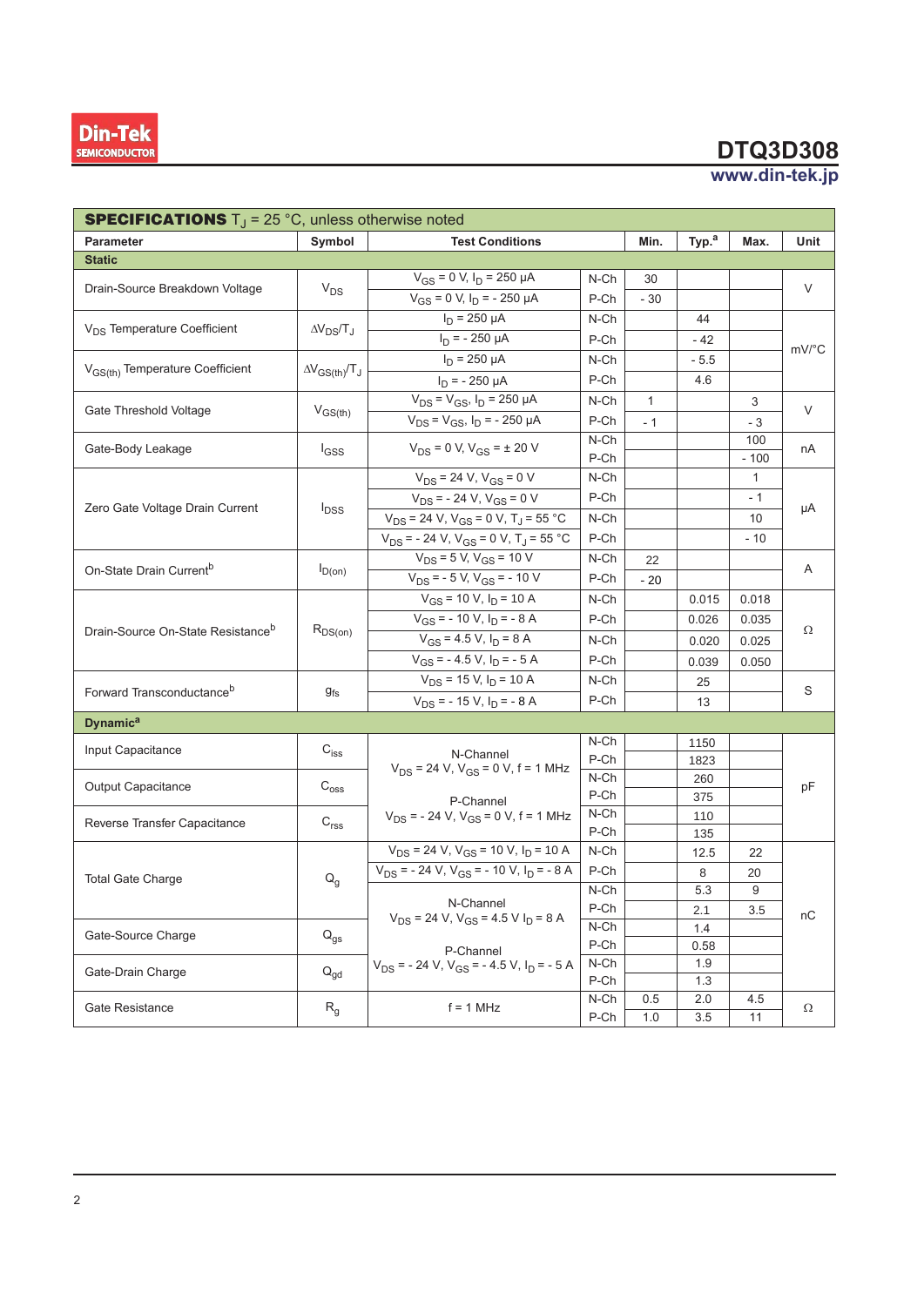**SPECIFICATIONS** $T_J$ = 25 °C, unless otherwise noted

| Parameter | Symbol | Test Conditions | | Min. | Typ.[a] | Max. | Unit |
|---|---|---|---|---|---|---|---|
| **Static** | | | | | | | |
| Drain-Source Breakdown Voltage | $V_{DS}$ | $V_{GS}$ = 0 V, $I_D$ = 250 µA | N-Ch | 30 | | | V |
| | | $V_{GS}$ = 0 V, $I_D$ = - 250 µA | P-Ch | - 30 | | | |
| $V_{DS}$ Temperature Coefficient | $\Delta V_{DS}/T_J$ | $I_D$ = 250 µA | N-Ch | | 44 | | mV/°C |
| | | $I_D$ = - 250 µA | P-Ch | | - 42 | | |
| $V_{GS(th)}$ Temperature Coefficient | $\Delta V_{GS(th)}/T_J$ | $I_D$ = 250 µA | N-Ch | | - 5.5 | | |
| | | $I_D$ = - 250 µA | P-Ch | | 4.6 | | |
| Gate Threshold Voltage | $V_{GS(th)}$ | $V_{DS}$ = $V_{GS}$, $I_D$ = 250 µA | N-Ch | 1 | | 3 | V |
| | | $V_{DS}$ = $V_{GS}$, $I_D$ = - 250 µA | P-Ch | - 1 | | - 3 | |
| Gate-Body Leakage | $I_{GSS}$ | $V_{DS}$ = 0 V, $V_{GS}$ = ± 20 V | N-Ch | | | 100 | nA |
| | | | P-Ch | | | - 100 | |
| Zero Gate Voltage Drain Current | $I_{DSS}$ | $V_{DS}$ = 24 V, $V_{GS}$ = 0 V | N-Ch | | | 1 | µA |
| | | $V_{DS}$ = - 24 V, $V_{GS}$ = 0 V | P-Ch | | | - 1 | |
| | | $V_{DS}$ = 24 V, $V_{GS}$ = 0 V, $T_J$ = 55 °C | N-Ch | | | 10 | |
| | | $V_{DS}$ = - 24 V, $V_{GS}$ = 0 V, $T_J$ = 55 °C | P-Ch | | | - 10 | |
| On-State Drain Current[b] | $I_{D(on)}$ | $V_{DS}$ = 5 V, $V_{GS}$ = 10 V | N-Ch | 22 | | | A |
| | | $V_{DS}$ = - 5 V, $V_{GS}$ = - 10 V | P-Ch | - 20 | | | |
| Drain-Source On-State Resistance[b] | $R_{DS(on)}$ | $V_{GS}$ = 10 V, $I_D$ = 10 A | N-Ch | | 0.015 | 0.018 | Ω |
| | | $V_{GS}$ = - 10 V, $I_D$ = - 8 A | P-Ch | | 0.026 | 0.035 | |
| | | $V_{GS}$ = 4.5 V, $I_D$ = 8 A | N-Ch | | 0.020 | 0.025 | |
| | | $V_{GS}$ = - 4.5 V, $I_D$ = - 5 A | P-Ch | | 0.039 | 0.050 | |
| Forward Transconductance[b] | $g_{fs}$ | $V_{DS}$ = 15 V, $I_D$ = 10 A | N-Ch | | 25 | | S |
| | | $V_{DS}$ = - 15 V, $I_D$ = - 8 A | P-Ch | | 13 | | |
| **Dynamic**[a] | | | | | | | |
| Input Capacitance | $C_{iss}$ | N-Channel $V_{DS}$ = 24 V, $V_{GS}$ = 0 V, f = 1 MHz | N-Ch | | 1150 | | pF |
| | | | P-Ch | | 1823 | | |
| Output Capacitance | $C_{oss}$ | | N-Ch | | 260 | | |
| | | P-Channel $V_{DS}$ = - 24 V, $V_{GS}$ = 0 V, f = 1 MHz | P-Ch | | 375 | | |
| Reverse Transfer Capacitance | $C_{rss}$ | | N-Ch | | 110 | | |
| | | | P-Ch | | 135 | | |
| Total Gate Charge | $Q_g$ | $V_{DS}$ = 24 V, $V_{GS}$ = 10 V, $I_D$ = 10 A | N-Ch | | 12.5 | 22 | nC |
| | | $V_{DS}$ = - 24 V, $V_{GS}$ = - 10 V, $I_D$ = - 8 A | P-Ch | | 8 | 20 | |
| | | N-Channel $V_{DS}$ = 24 V, $V_{GS}$ = 4.5 V $I_D$ = 8 A | N-Ch | | 5.3 | 9 | |
| | | | P-Ch | | 2.1 | 3.5 | |
| Gate-Source Charge | $Q_{gs}$ | | N-Ch | | 1.4 | | |
| | | P-Channel $V_{DS}$ = - 24 V, $V_{GS}$ = - 4.5 V, $I_D$ = - 5 A | P-Ch | | 0.58 | | |
| Gate-Drain Charge | $Q_{gd}$ | | N-Ch | | 1.9 | | |
| | | | P-Ch | | 1.3 | | |
| Gate Resistance | $R_g$ | f = 1 MHz | N-Ch | 0.5 | 2.0 | 4.5 | Ω |
| | | | P-Ch | 1.0 | 3.5 | 11 | |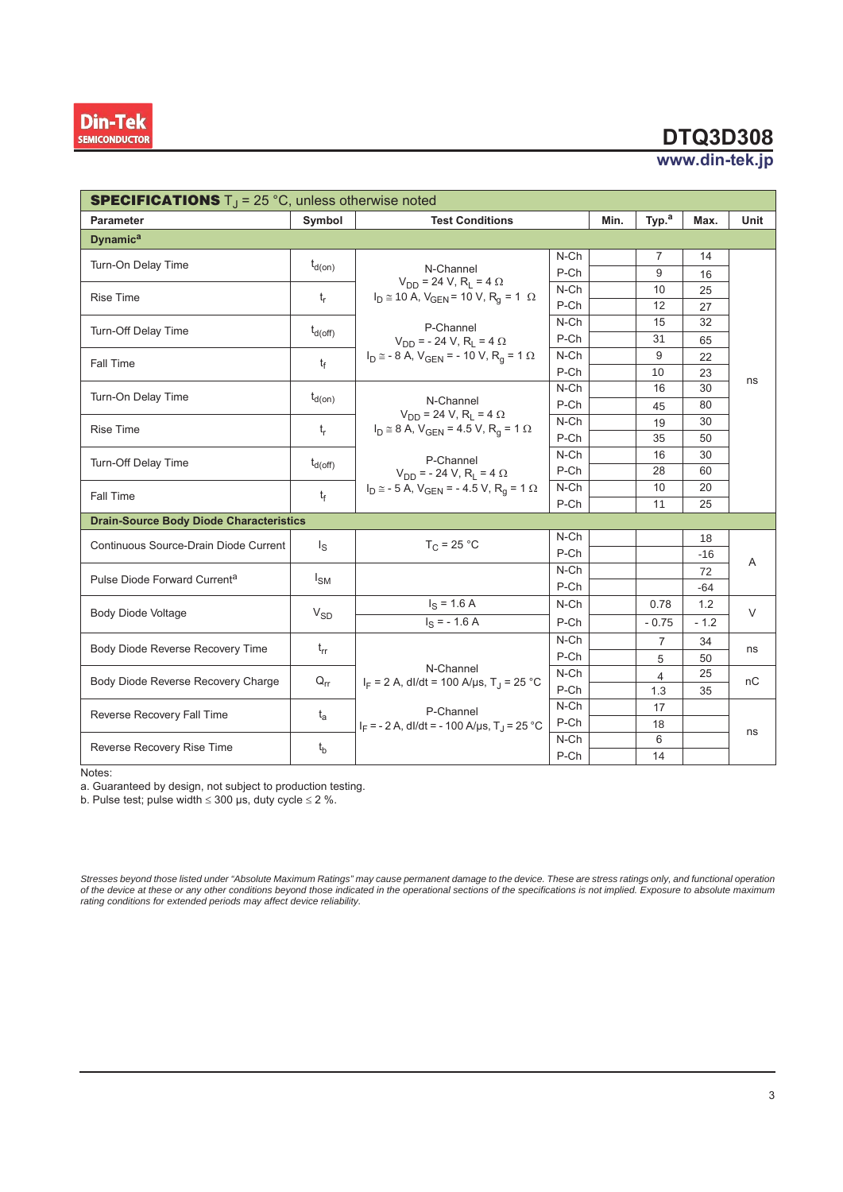**SPECIFICATIONS** $T_J$ = 25 °C, unless otherwise noted

| Parameter | Symbol | Test Conditions | | Min. | Typ.[a] | Max. | Unit |
|---|---|---|---|---|---|---|---|
| **Dynamic[a]** | | | | | | | |
| Turn-On Delay Time | $t_{d(on)}$ | N-Channel $V_{DD}$ = 24 V, $R_L$ = 4 Ω $I_D \cong$ 10 A, $V_{GEN}$ = 10 V, $R_g$ = 1 Ω P-Channel $V_{DD}$ = - 24 V, $R_L$ = 4 Ω $I_D \cong$ - 8 A, $V_{GEN}$ = - 10 V, $R_g$ = 1 Ω | N-Ch | | 7 | 14 | ns |
| | | | P-Ch | | 9 | 16 | |
| Rise Time | $t_r$ | | N-Ch | | 10 | 25 | |
| | | | P-Ch | | 12 | 27 | |
| Turn-Off Delay Time | $t_{d(off)}$ | | N-Ch | | 15 | 32 | |
| | | | P-Ch | | 31 | 65 | |
| Fall Time | $t_f$ | | N-Ch | | 9 | 22 | |
| | | | P-Ch | | 10 | 23 | |
| Turn-On Delay Time | $t_{d(on)}$ | N-Channel $V_{DD}$ = 24 V, $R_L$ = 4 Ω $I_D \cong$ 8 A, $V_{GEN}$ = 4.5 V, $R_g$ = 1 Ω P-Channel $V_{DD}$ = - 24 V, $R_L$ = 4 Ω $I_D \cong$ - 5 A, $V_{GEN}$ = - 4.5 V, $R_g$ = 1 Ω | N-Ch | | 16 | 30 | |
| | | | P-Ch | | 45 | 80 | |
| Rise Time | $t_r$ | | N-Ch | | 19 | 30 | |
| | | | P-Ch | | 35 | 50 | |
| Turn-Off Delay Time | $t_{d(off)}$ | | N-Ch | | 16 | 30 | |
| | | | P-Ch | | 28 | 60 | |
| Fall Time | $t_f$ | | N-Ch | | 10 | 20 | |
| | | | P-Ch | | 11 | 25 | |
| **Drain-Source Body Diode Characteristics** | | | | | | | |
| Continuous Source-Drain Diode Current | $I_S$ | $T_C$ = 25 °C | N-Ch | | | 18 | A |
| | | | P-Ch | | | -16 | |
| Pulse Diode Forward Current[a] | $I_{SM}$ | | N-Ch | | | 72 | |
| | | | P-Ch | | | -64 | |
| Body Diode Voltage | $V_{SD}$ | $I_S$ = 1.6 A | N-Ch | | 0.78 | 1.2 | V |
| | | $I_S$ = - 1.6 A | P-Ch | | - 0.75 | - 1.2 | |
| Body Diode Reverse Recovery Time | $t_{rr}$ | N-Channel $I_F$ = 2 A, dI/dt = 100 A/µs, $T_J$ = 25 °C P-Channel $I_F$ = - 2 A, dI/dt = - 100 A/µs, $T_J$ = 25 °C | N-Ch | | 7 | 34 | ns |
| | | | P-Ch | | 5 | 50 | |
| Body Diode Reverse Recovery Charge | $Q_{rr}$ | | N-Ch | | 4 | 25 | nC |
| | | | P-Ch | | 1.3 | 35 | |
| Reverse Recovery Fall Time | $t_a$ | | N-Ch | | 17 | | ns |
| | | | P-Ch | | 18 | | |
| Reverse Recovery Rise Time | $t_b$ | | N-Ch | | 6 | | |
| | | | P-Ch | | 14 | | |

Notes:

a. Guaranteed by design, not subject to production testing.

b. Pulse test; pulse width ≤ 300 µs, duty cycle ≤ 2 %.

*Stresses beyond those listed under "Absolute Maximum Ratings" may cause permanent damage to the device. These are stress ratings only, and functional operation of the device at these or any other conditions beyond those indicated in the operational sections of the specifications is not implied. Exposure to absolute maximum rating conditions for extended periods may affect device reliability.*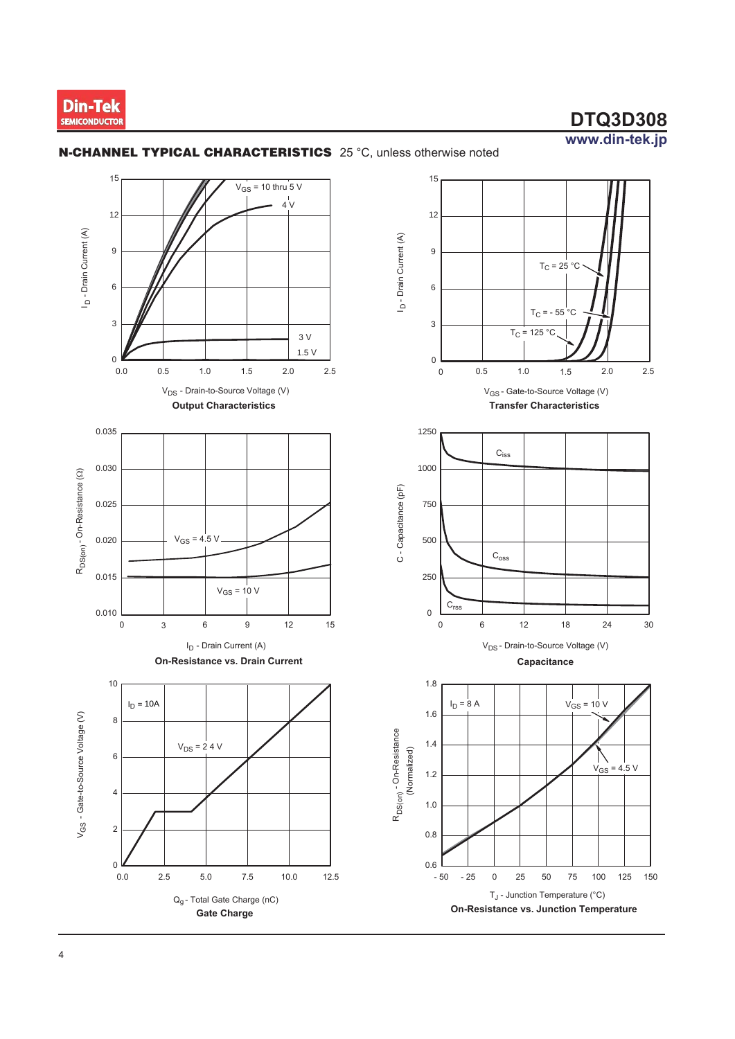## N-CHANNEL TYPICAL CHARACTERISTICS 25 °C, unless otherwise noted

$V_{GS}$ = 10 thru 5 V
4 V
3 V
1.5 V

$I_D$ - Drain Current (A)

$V_{DS}$ - Drain-to-Source Voltage (V)

**Output Characteristics**

$T_C$ = 25 °C
$T_C$ = - 55 °C
$T_C$ = 125 °C

$I_D$ - Drain Current (A)

$V_{GS}$ - Gate-to-Source Voltage (V)

**Transfer Characteristics**

$V_{GS}$ = 4.5 V
$V_{GS}$ = 10 V

$R_{DS(on)}$ - On-Resistance (Ω)

$I_D$ - Drain Current (A)

**On-Resistance vs. Drain Current**

$C_{iss}$
$C_{oss}$
$C_{rss}$

C - Capacitance (pF)

$V_{DS}$ - Drain-to-Source Voltage (V)

**Capacitance**

$I_D$ = 10A
$V_{DS}$ = 24 V

$V_{GS}$ - Gate-to-Source Voltage (V)

$Q_g$ - Total Gate Charge (nC)

**Gate Charge**

$I_D$ = 8 A
$V_{GS}$ = 10 V
$V_{GS}$ = 4.5 V

$R_{DS(on)}$ - On-Resistance (Normalized)

$T_J$ - Junction Temperature (°C)

**On-Resistance vs. Junction Temperature**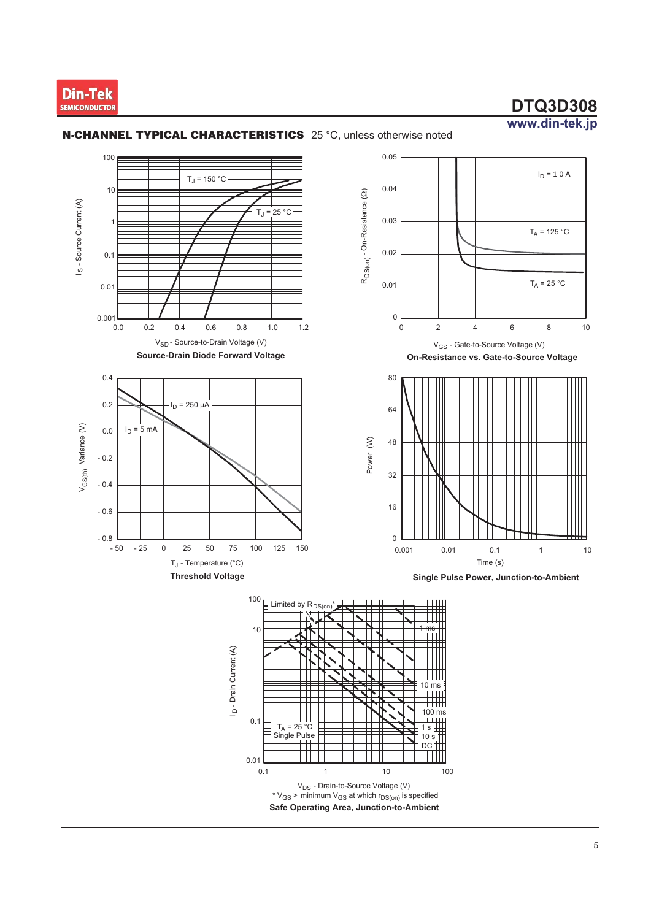## N-CHANNEL TYPICAL CHARACTERISTICS 25 °C, unless otherwise noted

$T_J$ = 150 °C

$T_J$ = 25 °C

$V_{SD}$ - Source-to-Drain Voltage (V)

$I_S$ - Source Current (A)

**Source-Drain Diode Forward Voltage**

$I_D$ = 10 A

$T_A$ = 125 °C

$T_A$ = 25 °C

$V_{GS}$ - Gate-to-Source Voltage (V)

$R_{DS(on)}$ - On-Resistance (Ω)

**On-Resistance vs. Gate-to-Source Voltage**

$I_D$ = 250 µA

$I_D$ = 5 mA

$T_J$ - Temperature (°C)

$V_{GS(th)}$ Variance (V)

**Threshold Voltage**

Time (s)

Power (W)

**Single Pulse Power, Junction-to-Ambient**

Limited by $R_{DS(on)}$*

1 ms

10 ms

100 ms

1 s

10 s

DC

$T_A$ = 25 °C
Single Pulse

$V_{DS}$ - Drain-to-Source Voltage (V)

* $V_{GS}$ > minimum $V_{GS}$ at which $r_{DS(on)}$ is specified

$I_D$ - Drain Current (A)

**Safe Operating Area, Junction-to-Ambient**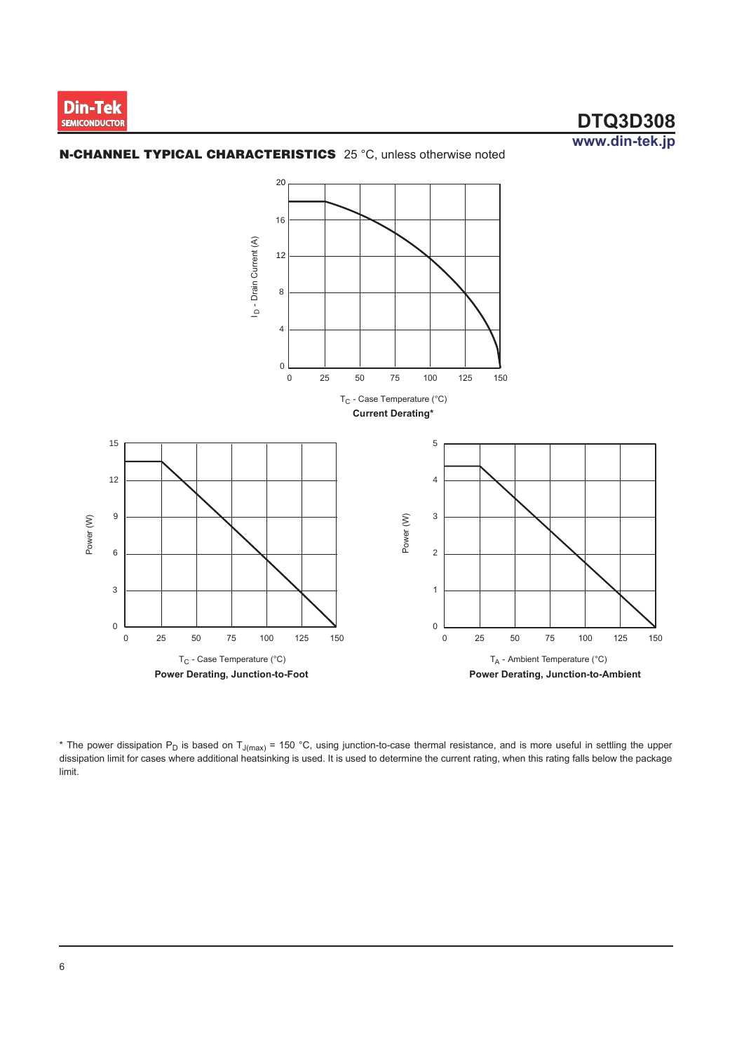## N-CHANNEL TYPICAL CHARACTERISTICS 25 °C, unless otherwise noted

$T_C$ - Case Temperature (°C)

**Current Derating***

$T_C$ - Case Temperature (°C)

**Power Derating, Junction-to-Foot**

$T_A$ - Ambient Temperature (°C)

**Power Derating, Junction-to-Ambient**

\* The power dissipation $P_D$ is based on $T_{J(max)}$ = 150 °C, using junction-to-case thermal resistance, and is more useful in settling the upper dissipation limit for cases where additional heatsinking is used. It is used to determine the current rating, when this rating falls below the package limit.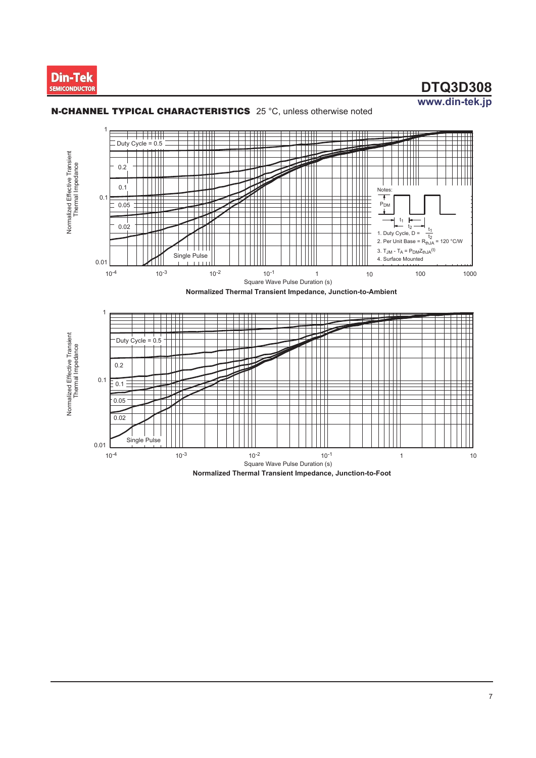## N-CHANNEL TYPICAL CHARACTERISTICS 25 °C, unless otherwise noted

Notes:

1. Duty Cycle, $D = \frac{t_1}{t_2}$
2. Per Unit Base = $R_{thJA}$ = 120 °C/W
3. $T_{JM} - T_A = P_{DM}Z_{thJA}^{(t)}$
4. Surface Mounted

**Normalized Thermal Transient Impedance, Junction-to-Ambient**

**Normalized Thermal Transient Impedance, Junction-to-Foot**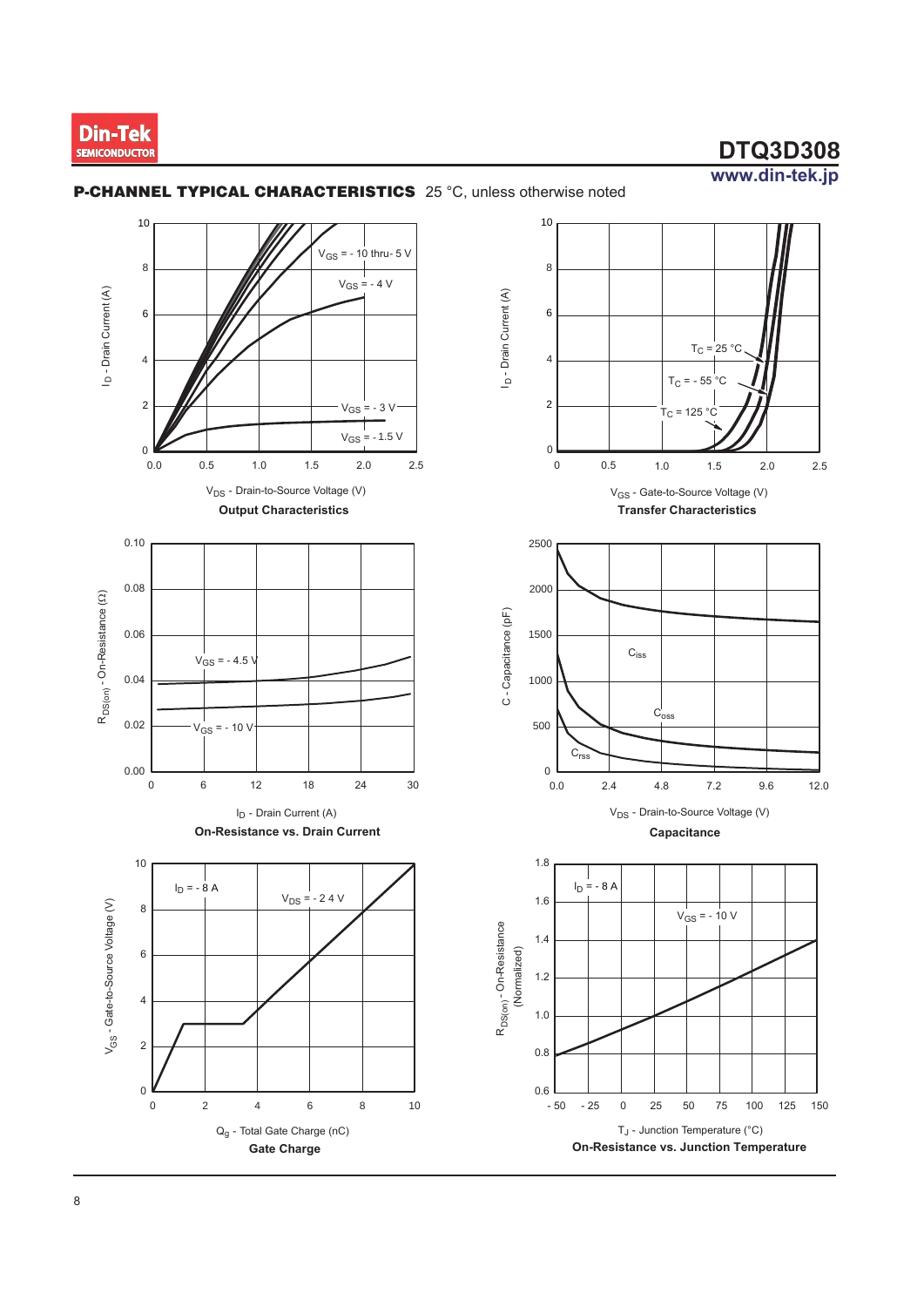## P-CHANNEL TYPICAL CHARACTERISTICS 25 °C, unless otherwise noted

$V_{DS}$ - Drain-to-Source Voltage (V)

**Output Characteristics**

$V_{GS}$ = - 10 thru- 5 V; $V_{GS}$ = - 4 V; $V_{GS}$ = - 3 V; $V_{GS}$ = - 1.5 V

$I_D$ - Drain Current (A)

$V_{GS}$ - Gate-to-Source Voltage (V)

**Transfer Characteristics**

$T_C$ = 25 °C; $T_C$ = - 55 °C; $T_C$ = 125 °C

$I_D$ - Drain Current (A)

**On-Resistance vs. Drain Current**

$R_{DS(on)}$ - On-Resistance (Ω)

$V_{GS}$ = - 4.5 V; $V_{GS}$ = - 10 V

$V_{DS}$ - Drain-to-Source Voltage (V)

**Capacitance**

C - Capacitance (pF)

$C_{iss}$; $C_{oss}$; $C_{rss}$

$Q_g$ - Total Gate Charge (nC)

**Gate Charge**

$V_{GS}$ - Gate-to-Source Voltage (V)

$I_D$ = - 8 A; $V_{DS}$ = - 24 V

$T_J$ - Junction Temperature (°C)

**On-Resistance vs. Junction Temperature**

$R_{DS(on)}$ - On-Resistance (Normalized)

$I_D$ = - 8 A; $V_{GS}$ = - 10 V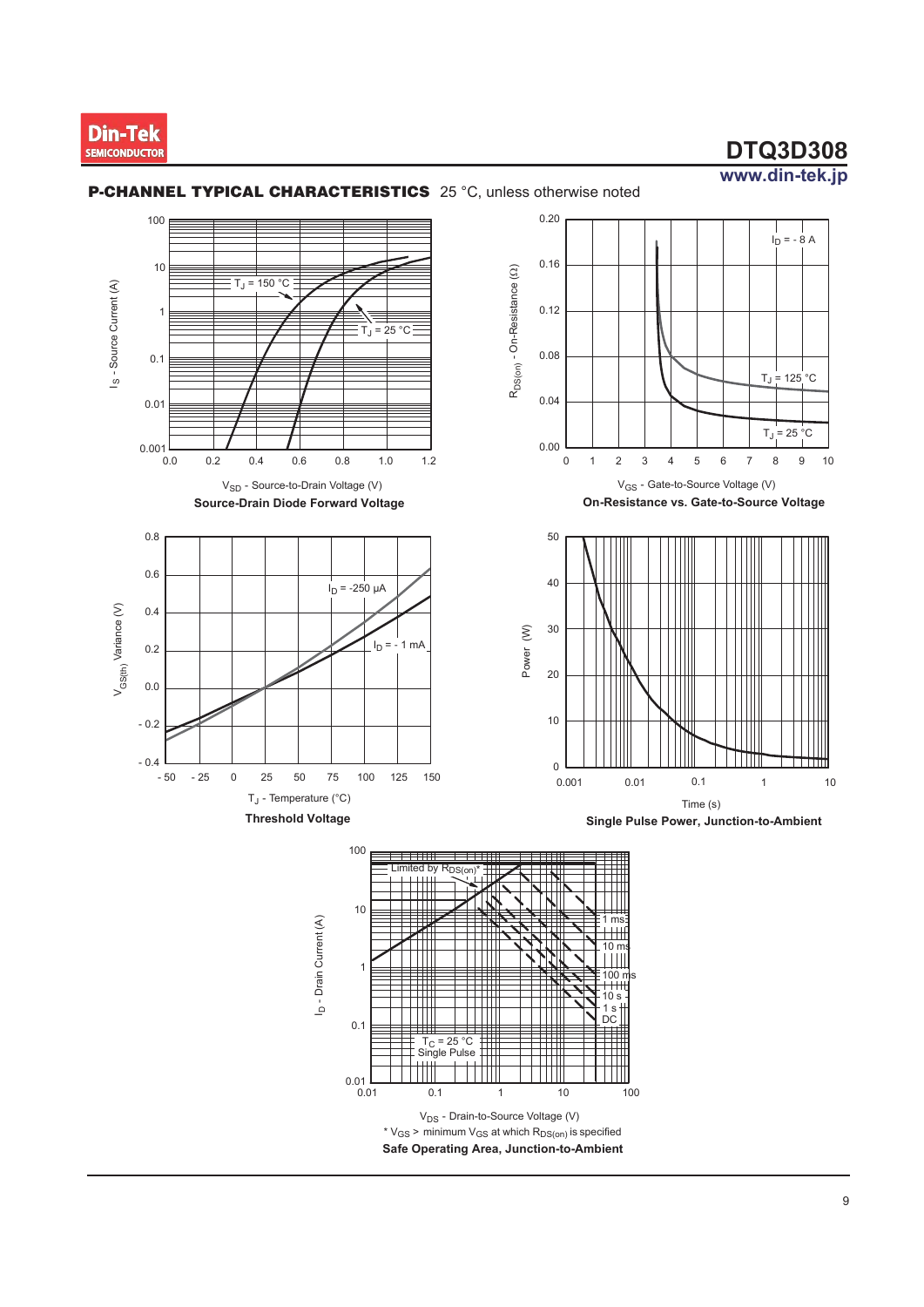## P-CHANNEL TYPICAL CHARACTERISTICS 25 °C, unless otherwise noted

$I_S$ - Source Current (A)

$T_J$ = 150 °C

$T_J$ = 25 °C

$V_{SD}$ - Source-to-Drain Voltage (V)

**Source-Drain Diode Forward Voltage**

$R_{DS(on)}$ - On-Resistance (Ω)

$I_D$ = - 8 A

$T_J$ = 125 °C

$T_J$ = 25 °C

$V_{GS}$ - Gate-to-Source Voltage (V)

**On-Resistance vs. Gate-to-Source Voltage**

$V_{GS(th)}$ Variance (V)

$I_D$ = -250 µA

$I_D$ = - 1 mA

$T_J$ - Temperature (°C)

**Threshold Voltage**

Power (W)

Time (s)

**Single Pulse Power, Junction-to-Ambient**

$I_D$ - Drain Current (A)

Limited by $R_{DS(on)}$*

1 ms

10 ms

100 ms

10 s

1 s

DC

$T_C$ = 25 °C
Single Pulse

$V_{DS}$ - Drain-to-Source Voltage (V)

* $V_{GS}$ > minimum $V_{GS}$ at which $R_{DS(on)}$ is specified

**Safe Operating Area, Junction-to-Ambient**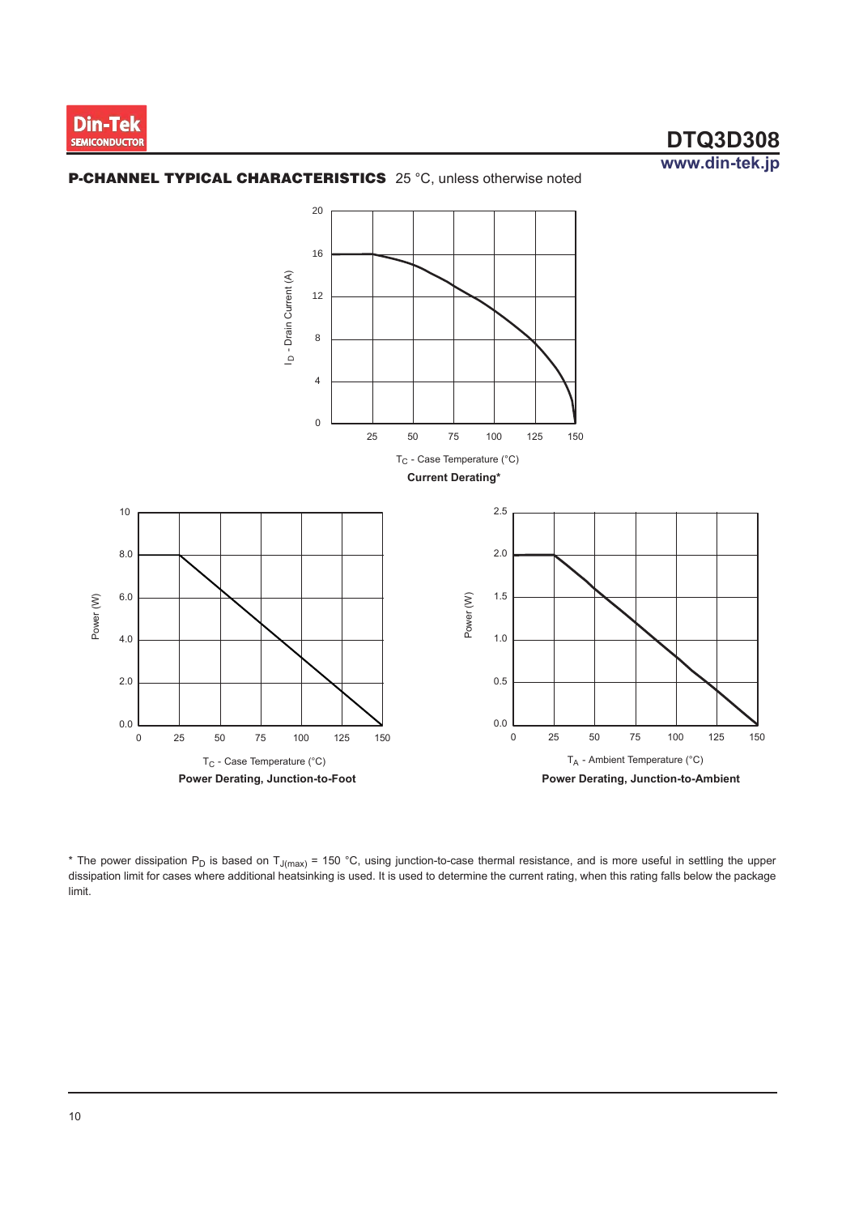## P-CHANNEL TYPICAL CHARACTERISTICS 25 °C, unless otherwise noted

**Current Derating***

**Power Derating, Junction-to-Foot**

**Power Derating, Junction-to-Ambient**

* The power dissipation $P_D$ is based on $T_{J(max)}$ = 150 °C, using junction-to-case thermal resistance, and is more useful in settling the upper dissipation limit for cases where additional heatsinking is used. It is used to determine the current rating, when this rating falls below the package limit.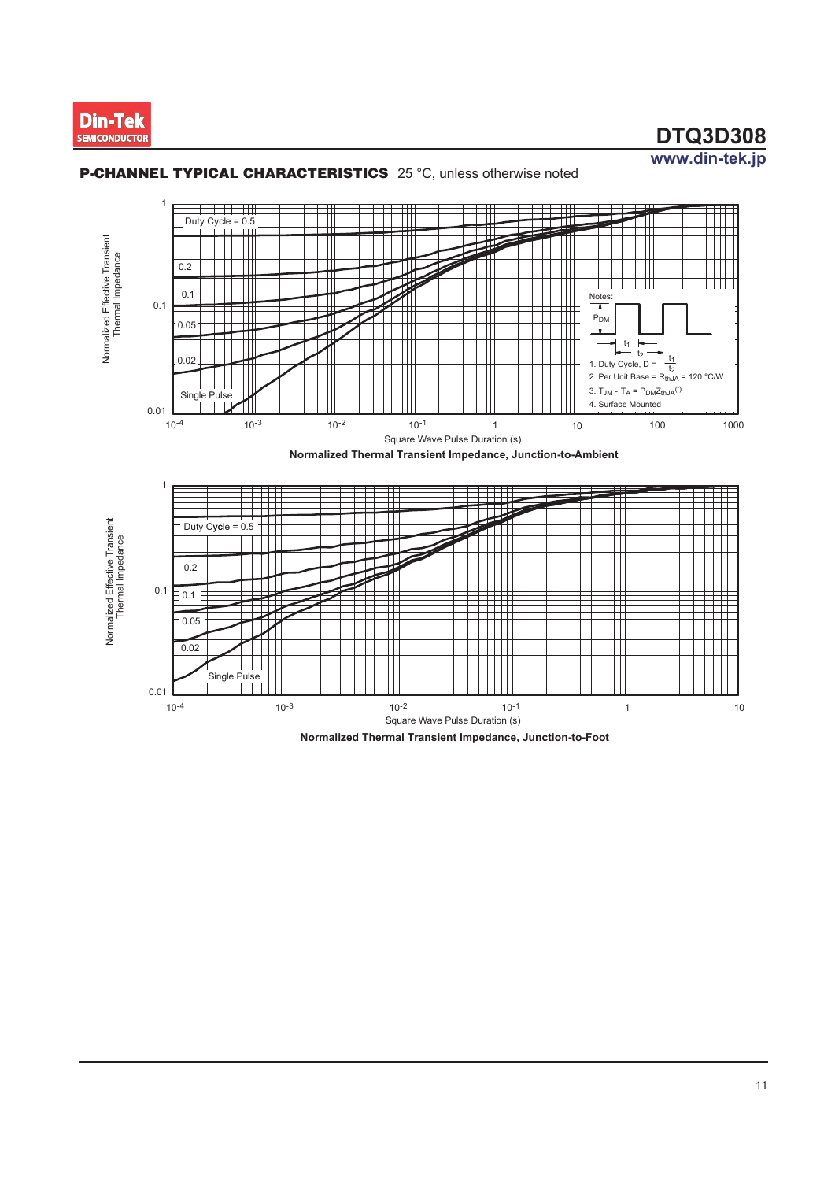## P-CHANNEL TYPICAL CHARACTERISTICS 25 °C, unless otherwise noted

Notes:

1. Duty Cycle, $D = \frac{t_1}{t_2}$
2. Per Unit Base = $R_{thJA}$ = 120 °C/W
3. $T_{JM} - T_A = P_{DM}Z_{thJA}^{(t)}$
4. Surface Mounted

**Normalized Thermal Transient Impedance, Junction-to-Ambient**

**Normalized Thermal Transient Impedance, Junction-to-Foot**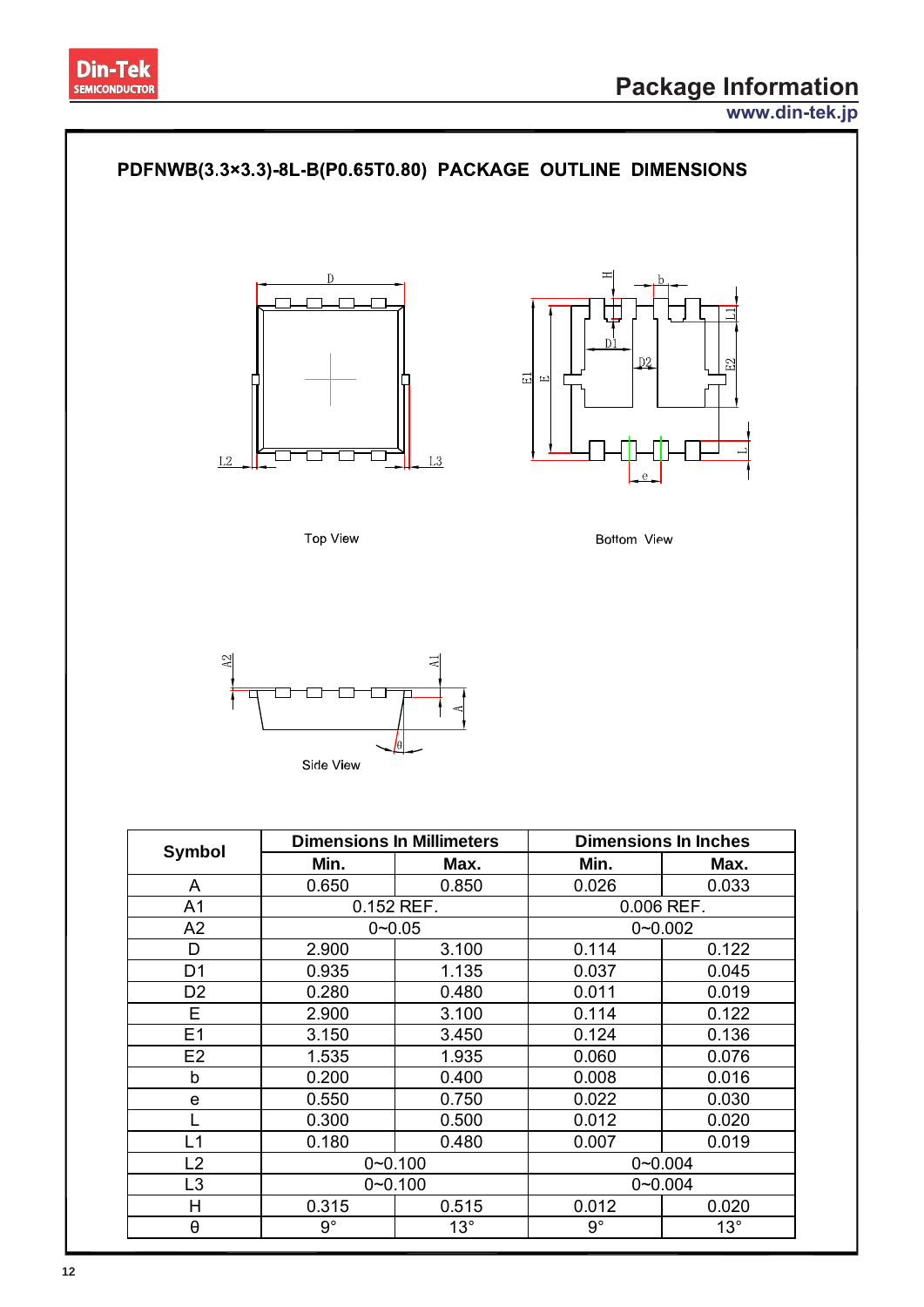## PDFNWB(3.3×3.3)-8L-B(P0.65T0.80) PACKAGE OUTLINE DIMENSIONS

Top View

Bottom View

Side View

| Symbol | Dimensions In Millimeters | | Dimensions In Inches | |
|---|---|---|---|---|
| | Min. | Max. | Min. | Max. |
| A | 0.650 | 0.850 | 0.026 | 0.033 |
| A1 | 0.152 REF. | | 0.006 REF. | |
| A2 | 0~0.05 | | 0~0.002 | |
| D | 2.900 | 3.100 | 0.114 | 0.122 |
| D1 | 0.935 | 1.135 | 0.037 | 0.045 |
| D2 | 0.280 | 0.480 | 0.011 | 0.019 |
| E | 2.900 | 3.100 | 0.114 | 0.122 |
| E1 | 3.150 | 3.450 | 0.124 | 0.136 |
| E2 | 1.535 | 1.935 | 0.060 | 0.076 |
| b | 0.200 | 0.400 | 0.008 | 0.016 |
| e | 0.550 | 0.750 | 0.022 | 0.030 |
| L | 0.300 | 0.500 | 0.012 | 0.020 |
| L1 | 0.180 | 0.480 | 0.007 | 0.019 |
| L2 | 0~0.100 | | 0~0.004 | |
| L3 | 0~0.100 | | 0~0.004 | |
| H | 0.315 | 0.515 | 0.012 | 0.020 |
| θ | 9° | 13° | 9° | 13° |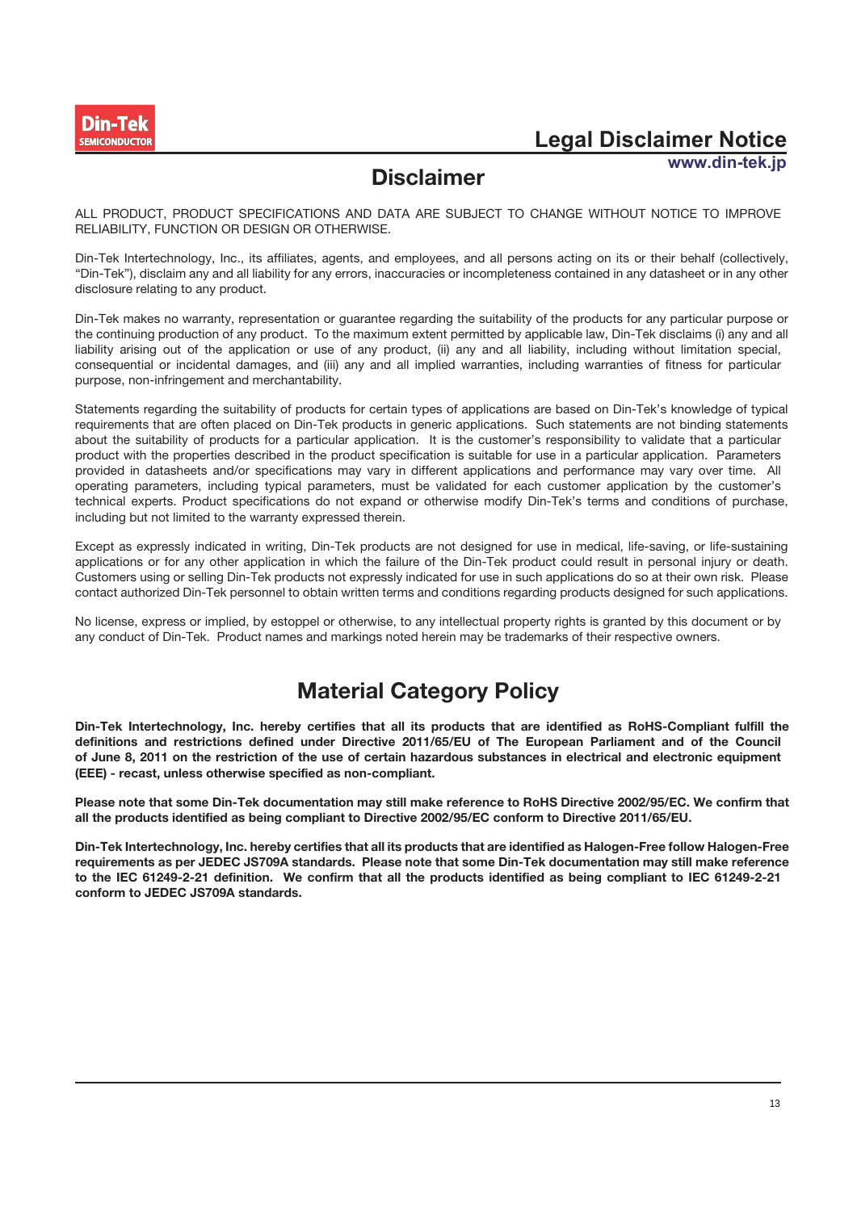# Legal Disclaimer Notice

www.din-tek.jp

## Disclaimer

ALL PRODUCT, PRODUCT SPECIFICATIONS AND DATA ARE SUBJECT TO CHANGE WITHOUT NOTICE TO IMPROVE RELIABILITY, FUNCTION OR DESIGN OR OTHERWISE.

Din-Tek Intertechnology, Inc., its affiliates, agents, and employees, and all persons acting on its or their behalf (collectively, "Din-Tek"), disclaim any and all liability for any errors, inaccuracies or incompleteness contained in any datasheet or in any other disclosure relating to any product.

Din-Tek makes no warranty, representation or guarantee regarding the suitability of the products for any particular purpose or the continuing production of any product. To the maximum extent permitted by applicable law, Din-Tek disclaims (i) any and all liability arising out of the application or use of any product, (ii) any and all liability, including without limitation special, consequential or incidental damages, and (iii) any and all implied warranties, including warranties of fitness for particular purpose, non-infringement and merchantability.

Statements regarding the suitability of products for certain types of applications are based on Din-Tek's knowledge of typical requirements that are often placed on Din-Tek products in generic applications. Such statements are not binding statements about the suitability of products for a particular application. It is the customer's responsibility to validate that a particular product with the properties described in the product specification is suitable for use in a particular application. Parameters provided in datasheets and/or specifications may vary in different applications and performance may vary over time. All operating parameters, including typical parameters, must be validated for each customer application by the customer's technical experts. Product specifications do not expand or otherwise modify Din-Tek's terms and conditions of purchase, including but not limited to the warranty expressed therein.

Except as expressly indicated in writing, Din-Tek products are not designed for use in medical, life-saving, or life-sustaining applications or for any other application in which the failure of the Din-Tek product could result in personal injury or death. Customers using or selling Din-Tek products not expressly indicated for use in such applications do so at their own risk. Please contact authorized Din-Tek personnel to obtain written terms and conditions regarding products designed for such applications.

No license, express or implied, by estoppel or otherwise, to any intellectual property rights is granted by this document or by any conduct of Din-Tek. Product names and markings noted herein may be trademarks of their respective owners.

## Material Category Policy

**Din-Tek Intertechnology, Inc. hereby certifies that all its products that are identified as RoHS-Compliant fulfill the definitions and restrictions defined under Directive 2011/65/EU of The European Parliament and of the Council of June 8, 2011 on the restriction of the use of certain hazardous substances in electrical and electronic equipment (EEE) - recast, unless otherwise specified as non-compliant.**

**Please note that some Din-Tek documentation may still make reference to RoHS Directive 2002/95/EC. We confirm that all the products identified as being compliant to Directive 2002/95/EC conform to Directive 2011/65/EU.**

**Din-Tek Intertechnology, Inc. hereby certifies that all its products that are identified as Halogen-Free follow Halogen-Free requirements as per JEDEC JS709A standards. Please note that some Din-Tek documentation may still make reference to the IEC 61249-2-21 definition. We confirm that all the products identified as being compliant to IEC 61249-2-21 conform to JEDEC JS709A standards.**